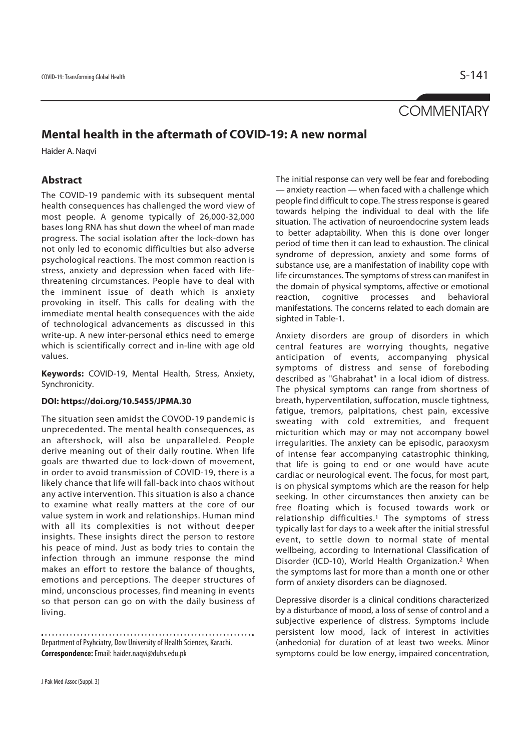COMMENTARY

# Mental health in the aftermath of COVID-19: A new normal

Haider A. Naqvi

## Abstract

The COVID-19 pandemic with its subsequent mental health consequences has challenged the word view of most people. A genome typically of 26,000-32,000 bases long RNA has shut down the wheel of man made progress. The social isolation after the lock-down has not only led to economic difficulties but also adverse psychological reactions. The most common reaction is stress, anxiety and depression when faced with life-threatening circumstances. People have to deal with the imminent issue of death which is anxiety provoking in itself. This calls for dealing with the immediate mental health consequences with the aide of technological advancements as discussed in this write-up. A new inter-personal ethics need to emerge which is scientifically correct and in-line with age old values.

**Keywords:** COVID-19, Mental Health, Stress, Anxiety, Synchronicity.

**DOI: https://doi.org/10.5455/JPMA.30**

The situation seen amidst the COVOD-19 pandemic is unprecedented. The mental health consequences, as an aftershock, will also be unparalleled. People derive meaning out of their daily routine. When life goals are thwarted due to lock-down of movement, in order to avoid transmission of COVID-19, there is a likely chance that life will fall-back into chaos without any active intervention. This situation is also a chance to examine what really matters at the core of our value system in work and relationships. Human mind with all its complexities is not without deeper insights. These insights direct the person to restore his peace of mind. Just as body tries to contain the infection through an immune response the mind makes an effort to restore the balance of thoughts, emotions and perceptions. The deeper structures of mind, unconscious processes, find meaning in events so that person can go on with the daily business of living.

Department of Psyhciatry, Dow University of Health Sciences, Karachi.
**Correspondence:** Email: haider.naqvi@duhs.edu.pk

The initial response can very well be fear and foreboding — anxiety reaction — when faced with a challenge which people find difficult to cope. The stress response is geared towards helping the individual to deal with the life situation. The activation of neuroendocrine system leads to better adaptability. When this is done over longer period of time then it can lead to exhaustion. The clinical syndrome of depression, anxiety and some forms of substance use, are a manifestation of inability cope with life circumstances. The symptoms of stress can manifest in the domain of physical symptoms, affective or emotional reaction, cognitive processes and behavioral manifestations. The concerns related to each domain are sighted in Table-1.

Anxiety disorders are group of disorders in which central features are worrying thoughts, negative anticipation of events, accompanying physical symptoms of distress and sense of foreboding described as "Ghabrahat" in a local idiom of distress. The physical symptoms can range from shortness of breath, hyperventilation, suffocation, muscle tightness, fatigue, tremors, palpitations, chest pain, excessive sweating with cold extremities, and frequent micturition which may or may not accompany bowel irregularities. The anxiety can be episodic, paraoxysm of intense fear accompanying catastrophic thinking, that life is going to end or one would have acute cardiac or neurological event. The focus, for most part, is on physical symptoms which are the reason for help seeking. In other circumstances then anxiety can be free floating which is focused towards work or relationship difficulties.[1] The symptoms of stress typically last for days to a week after the initial stressful event, to settle down to normal state of mental wellbeing, according to International Classification of Disorder (ICD-10), World Health Organization.[2] When the symptoms last for more than a month one or other form of anxiety disorders can be diagnosed.

Depressive disorder is a clinical conditions characterized by a disturbance of mood, a loss of sense of control and a subjective experience of distress. Symptoms include persistent low mood, lack of interest in activities (anhedonia) for duration of at least two weeks. Minor symptoms could be low energy, impaired concentration,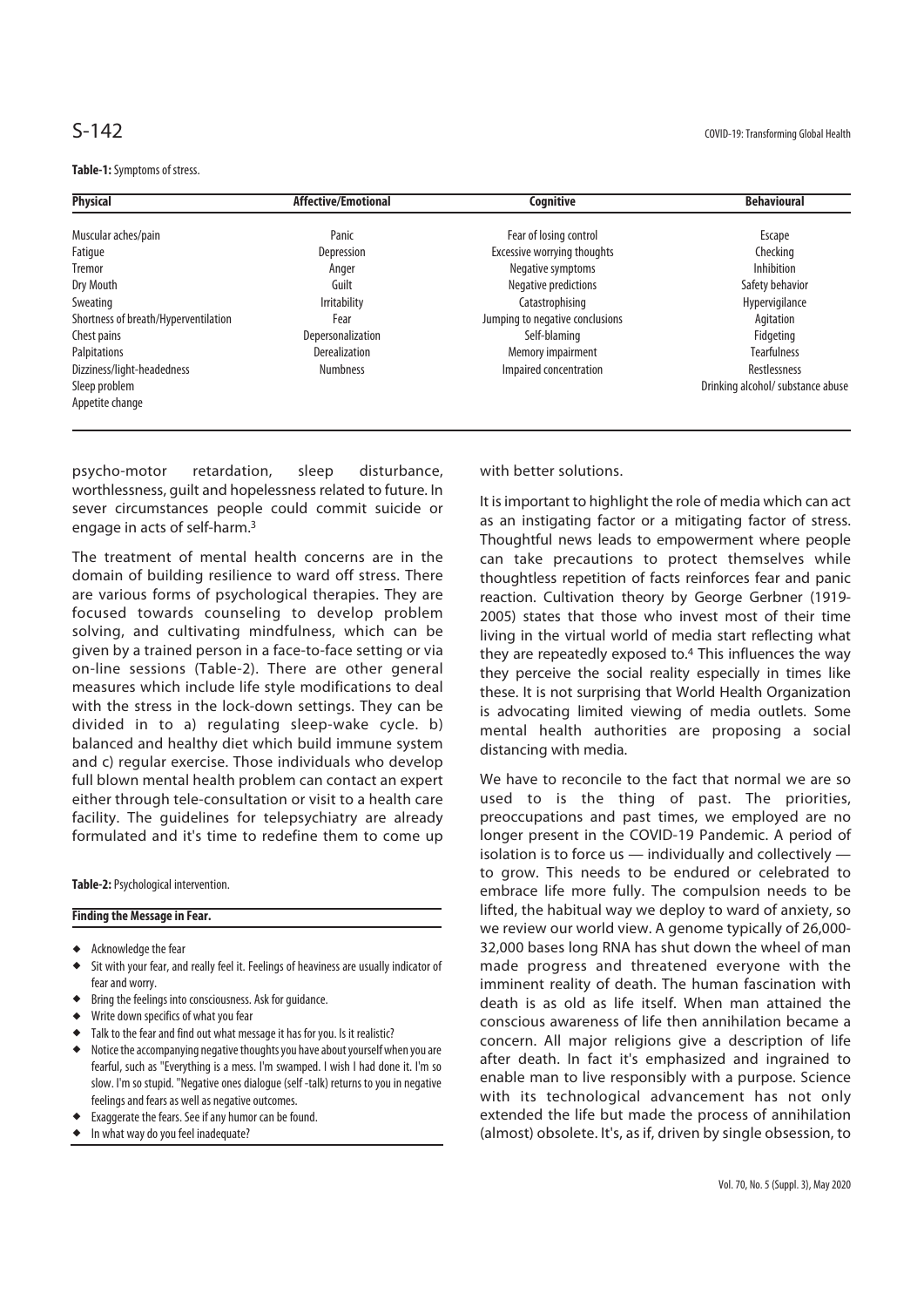**Table-1:** Symptoms of stress.

| Physical | Affective/Emotional | Cognitive | Behavioural |
|---|---|---|---|
| Muscular aches/pain | Panic | Fear of losing control | Escape |
| Fatigue | Depression | Excessive worrying thoughts | Checking |
| Tremor | Anger | Negative symptoms | Inhibition |
| Dry Mouth | Guilt | Negative predictions | Safety behavior |
| Sweating | Irritability | Catastrophising | Hypervigilance |
| Shortness of breath/Hyperventilation | Fear | Jumping to negative conclusions | Agitation |
| Chest pains | Depersonalization | Self-blaming | Fidgeting |
| Palpitations | Derealization | Memory impairment | Tearfulness |
| Dizziness/light-headedness | Numbness | Impaired concentration | Restlessness |
| Sleep problem | | | Drinking alcohol/ substance abuse |
| Appetite change | | | |

psycho-motor retardation, sleep disturbance, worthlessness, guilt and hopelessness related to future. In sever circumstances people could commit suicide or engage in acts of self-harm.[3]

The treatment of mental health concerns are in the domain of building resilience to ward off stress. There are various forms of psychological therapies. They are focused towards counseling to develop problem solving, and cultivating mindfulness, which can be given by a trained person in a face-to-face setting or via on-line sessions (Table-2). There are other general measures which include life style modifications to deal with the stress in the lock-down settings. They can be divided in to a) regulating sleep-wake cycle. b) balanced and healthy diet which build immune system and c) regular exercise. Those individuals who develop full blown mental health problem can contact an expert either through tele-consultation or visit to a health care facility. The guidelines for telepsychiatry are already formulated and it's time to redefine them to come up with better solutions.

**Table-2:** Psychological intervention.

| Finding the Message in Fear. |
|---|
| ◆ Acknowledge the fear |
| ◆ Sit with your fear, and really feel it. Feelings of heaviness are usually indicator of fear and worry. |
| ◆ Bring the feelings into consciousness. Ask for guidance. |
| ◆ Write down specifics of what you fear |
| ◆ Talk to the fear and find out what message it has for you. Is it realistic? |
| ◆ Notice the accompanying negative thoughts you have about yourself when you are fearful, such as "Everything is a mess. I'm swamped. I wish I had done it. I'm so slow. I'm so stupid. "Negative ones dialogue (self -talk) returns to you in negative feelings and fears as well as negative outcomes. |
| ◆ Exaggerate the fears. See if any humor can be found. |
| ◆ In what way do you feel inadequate? |

It is important to highlight the role of media which can act as an instigating factor or a mitigating factor of stress. Thoughtful news leads to empowerment where people can take precautions to protect themselves while thoughtless repetition of facts reinforces fear and panic reaction. Cultivation theory by George Gerbner (1919-2005) states that those who invest most of their time living in the virtual world of media start reflecting what they are repeatedly exposed to.[4] This influences the way they perceive the social reality especially in times like these. It is not surprising that World Health Organization is advocating limited viewing of media outlets. Some mental health authorities are proposing a social distancing with media.

We have to reconcile to the fact that normal we are so used to is the thing of past. The priorities, preoccupations and past times, we employed are no longer present in the COVID-19 Pandemic. A period of isolation is to force us — individually and collectively — to grow. This needs to be endured or celebrated to embrace life more fully. The compulsion needs to be lifted, the habitual way we deploy to ward of anxiety, so we review our world view. A genome typically of 26,000-32,000 bases long RNA has shut down the wheel of man made progress and threatened everyone with the imminent reality of death. The human fascination with death is as old as life itself. When man attained the conscious awareness of life then annihilation became a concern. All major religions give a description of life after death. In fact it's emphasized and ingrained to enable man to live responsibly with a purpose. Science with its technological advancement has not only extended the life but made the process of annihilation (almost) obsolete. It's, as if, driven by single obsession, to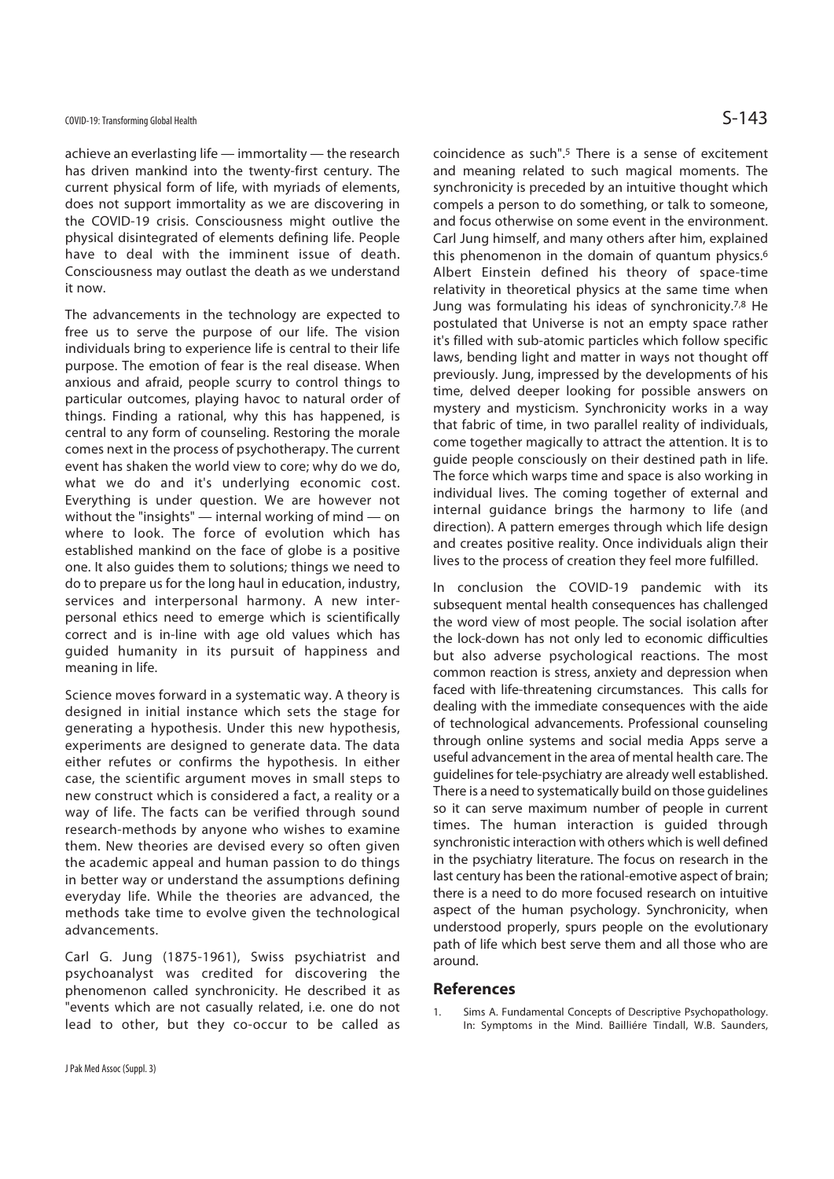achieve an everlasting life — immortality — the research has driven mankind into the twenty-first century. The current physical form of life, with myriads of elements, does not support immortality as we are discovering in the COVID-19 crisis. Consciousness might outlive the physical disintegrated of elements defining life. People have to deal with the imminent issue of death. Consciousness may outlast the death as we understand it now.

The advancements in the technology are expected to free us to serve the purpose of our life. The vision individuals bring to experience life is central to their life purpose. The emotion of fear is the real disease. When anxious and afraid, people scurry to control things to particular outcomes, playing havoc to natural order of things. Finding a rational, why this has happened, is central to any form of counseling. Restoring the morale comes next in the process of psychotherapy. The current event has shaken the world view to core; why do we do, what we do and it's underlying economic cost. Everything is under question. We are however not without the "insights" — internal working of mind — on where to look. The force of evolution which has established mankind on the face of globe is a positive one. It also guides them to solutions; things we need to do to prepare us for the long haul in education, industry, services and interpersonal harmony. A new interpersonal ethics need to emerge which is scientifically correct and is in-line with age old values which has guided humanity in its pursuit of happiness and meaning in life.

Science moves forward in a systematic way. A theory is designed in initial instance which sets the stage for generating a hypothesis. Under this new hypothesis, experiments are designed to generate data. The data either refutes or confirms the hypothesis. In either case, the scientific argument moves in small steps to new construct which is considered a fact, a reality or a way of life. The facts can be verified through sound research-methods by anyone who wishes to examine them. New theories are devised every so often given the academic appeal and human passion to do things in better way or understand the assumptions defining everyday life. While the theories are advanced, the methods take time to evolve given the technological advancements.

Carl G. Jung (1875-1961), Swiss psychiatrist and psychoanalyst was credited for discovering the phenomenon called synchronicity. He described it as "events which are not casually related, i.e. one do not lead to other, but they co-occur to be called as coincidence as such".[5] There is a sense of excitement and meaning related to such magical moments. The synchronicity is preceded by an intuitive thought which compels a person to do something, or talk to someone, and focus otherwise on some event in the environment. Carl Jung himself, and many others after him, explained this phenomenon in the domain of quantum physics.[6] Albert Einstein defined his theory of space-time relativity in theoretical physics at the same time when Jung was formulating his ideas of synchronicity.[7,8] He postulated that Universe is not an empty space rather it's filled with sub-atomic particles which follow specific laws, bending light and matter in ways not thought off previously. Jung, impressed by the developments of his time, delved deeper looking for possible answers on mystery and mysticism. Synchronicity works in a way that fabric of time, in two parallel reality of individuals, come together magically to attract the attention. It is to guide people consciously on their destined path in life. The force which warps time and space is also working in individual lives. The coming together of external and internal guidance brings the harmony to life (and direction). A pattern emerges through which life design and creates positive reality. Once individuals align their lives to the process of creation they feel more fulfilled.

In conclusion the COVID-19 pandemic with its subsequent mental health consequences has challenged the word view of most people. The social isolation after the lock-down has not only led to economic difficulties but also adverse psychological reactions. The most common reaction is stress, anxiety and depression when faced with life-threatening circumstances. This calls for dealing with the immediate consequences with the aide of technological advancements. Professional counseling through online systems and social media Apps serve a useful advancement in the area of mental health care. The guidelines for tele-psychiatry are already well established. There is a need to systematically build on those guidelines so it can serve maximum number of people in current times. The human interaction is guided through synchronistic interaction with others which is well defined in the psychiatry literature. The focus on research in the last century has been the rational-emotive aspect of brain; there is a need to do more focused research on intuitive aspect of the human psychology. Synchronicity, when understood properly, spurs people on the evolutionary path of life which best serve them and all those who are around.

## References

1. Sims A. Fundamental Concepts of Descriptive Psychopathology. In: Symptoms in the Mind. Bailliére Tindall, W.B. Saunders,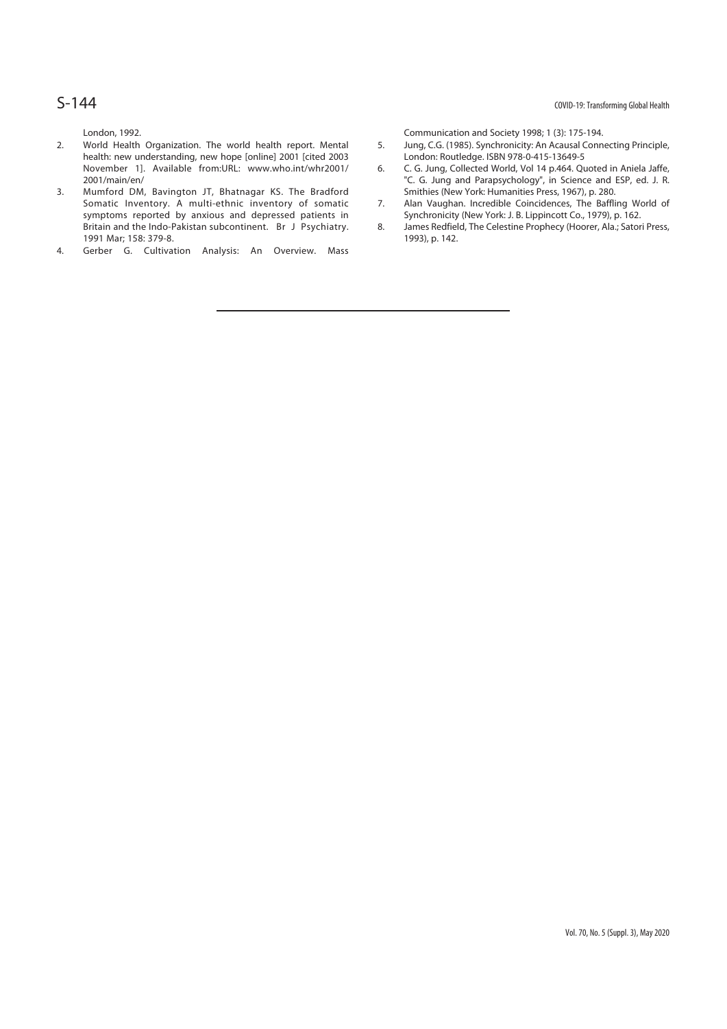London, 1992.

2. World Health Organization. The world health report. Mental health: new understanding, new hope [online] 2001 [cited 2003 November 1]. Available from:URL: www.who.int/whr2001/2001/main/en/
3. Mumford DM, Bavington JT, Bhatnagar KS. The Bradford Somatic Inventory. A multi-ethnic inventory of somatic symptoms reported by anxious and depressed patients in Britain and the Indo-Pakistan subcontinent. Br J Psychiatry. 1991 Mar; 158: 379-8.
4. Gerber G. Cultivation Analysis: An Overview. Mass Communication and Society 1998; 1 (3): 175-194.
5. Jung, C.G. (1985). Synchronicity: An Acausal Connecting Principle, London: Routledge. ISBN 978-0-415-13649-5
6. C. G. Jung, Collected World, Vol 14 p.464. Quoted in Aniela Jaffe, "C. G. Jung and Parapsychology", in Science and ESP, ed. J. R. Smithies (New York: Humanities Press, 1967), p. 280.
7. Alan Vaughan. Incredible Coincidences, The Baffling World of Synchronicity (New York: J. B. Lippincott Co., 1979), p. 162.
8. James Redfield, The Celestine Prophecy (Hoorer, Ala.; Satori Press, 1993), p. 142.